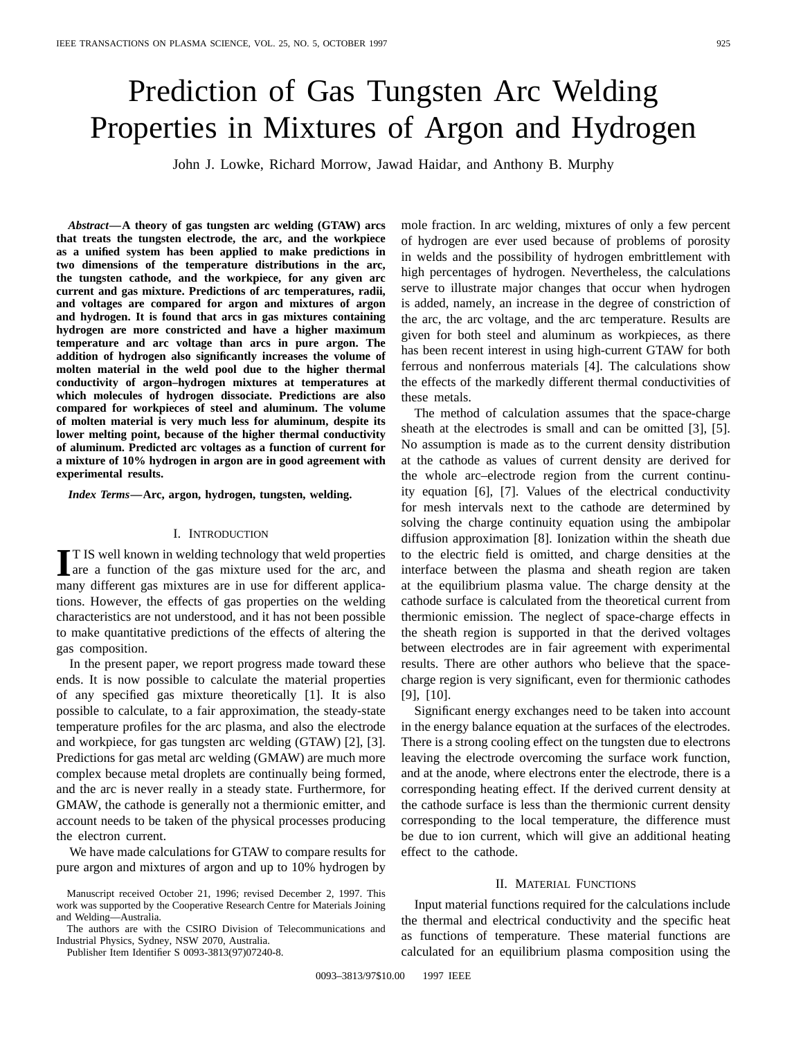# Prediction of Gas Tungsten Arc Welding Properties in Mixtures of Argon and Hydrogen

John J. Lowke, Richard Morrow, Jawad Haidar, and Anthony B. Murphy

***Abstract*—A theory of gas tungsten arc welding (GTAW) arcs that treats the tungsten electrode, the arc, and the workpiece as a unified system has been applied to make predictions in two dimensions of the temperature distributions in the arc, the tungsten cathode, and the workpiece, for any given arc current and gas mixture. Predictions of arc temperatures, radii, and voltages are compared for argon and mixtures of argon and hydrogen. It is found that arcs in gas mixtures containing hydrogen are more constricted and have a higher maximum temperature and arc voltage than arcs in pure argon. The addition of hydrogen also significantly increases the volume of molten material in the weld pool due to the higher thermal conductivity of argon–hydrogen mixtures at temperatures at which molecules of hydrogen dissociate. Predictions are also compared for workpieces of steel and aluminum. The volume of molten material is very much less for aluminum, despite its lower melting point, because of the higher thermal conductivity of aluminum. Predicted arc voltages as a function of current for a mixture of 10% hydrogen in argon are in good agreement with experimental results.**

***Index Terms*—Arc, argon, hydrogen, tungsten, welding.**

## I. Introduction

It is well known in welding technology that weld properties are a function of the gas mixture used for the arc, and many different gas mixtures are in use for different applications. However, the effects of gas properties on the welding characteristics are not understood, and it has not been possible to make quantitative predictions of the effects of altering the gas composition.

In the present paper, we report progress made toward these ends. It is now possible to calculate the material properties of any specified gas mixture theoretically [1]. It is also possible to calculate, to a fair approximation, the steady-state temperature profiles for the arc plasma, and also the electrode and workpiece, for gas tungsten arc welding (GTAW) [2], [3]. Predictions for gas metal arc welding (GMAW) are much more complex because metal droplets are continually being formed, and the arc is never really in a steady state. Furthermore, for GMAW, the cathode is generally not a thermionic emitter, and account needs to be taken of the physical processes producing the electron current.

We have made calculations for GTAW to compare results for pure argon and mixtures of argon and up to 10% hydrogen by mole fraction. In arc welding, mixtures of only a few percent of hydrogen are ever used because of problems of porosity in welds and the possibility of hydrogen embrittlement with high percentages of hydrogen. Nevertheless, the calculations serve to illustrate major changes that occur when hydrogen is added, namely, an increase in the degree of constriction of the arc, the arc voltage, and the arc temperature. Results are given for both steel and aluminum as workpieces, as there has been recent interest in using high-current GTAW for both ferrous and nonferrous materials [4]. The calculations show the effects of the markedly different thermal conductivities of these metals.

The method of calculation assumes that the space-charge sheath at the electrodes is small and can be omitted [3], [5]. No assumption is made as to the current density distribution at the cathode as values of current density are derived for the whole arc–electrode region from the current continuity equation [6], [7]. Values of the electrical conductivity for mesh intervals next to the cathode are determined by solving the charge continuity equation using the ambipolar diffusion approximation [8]. Ionization within the sheath due to the electric field is omitted, and charge densities at the interface between the plasma and sheath region are taken at the equilibrium plasma value. The charge density at the cathode surface is calculated from the theoretical current from thermionic emission. The neglect of space-charge effects in the sheath region is supported in that the derived voltages between electrodes are in fair agreement with experimental results. There are other authors who believe that the space-charge region is very significant, even for thermionic cathodes [9], [10].

Significant energy exchanges need to be taken into account in the energy balance equation at the surfaces of the electrodes. There is a strong cooling effect on the tungsten due to electrons leaving the electrode overcoming the surface work function, and at the anode, where electrons enter the electrode, there is a corresponding heating effect. If the derived current density at the cathode surface is less than the thermionic current density corresponding to the local temperature, the difference must be due to ion current, which will give an additional heating effect to the cathode.

## II. Material Functions

Input material functions required for the calculations include the thermal and electrical conductivity and the specific heat as functions of temperature. These material functions are calculated for an equilibrium plasma composition using the

Manuscript received October 21, 1996; revised December 2, 1997. This work was supported by the Cooperative Research Centre for Materials Joining and Welding—Australia.

The authors are with the CSIRO Division of Telecommunications and Industrial Physics, Sydney, NSW 2070, Australia.

Publisher Item Identifier S 0093-3813(97)07240-8.

0093–3813/97$10.00 © 1997 IEEE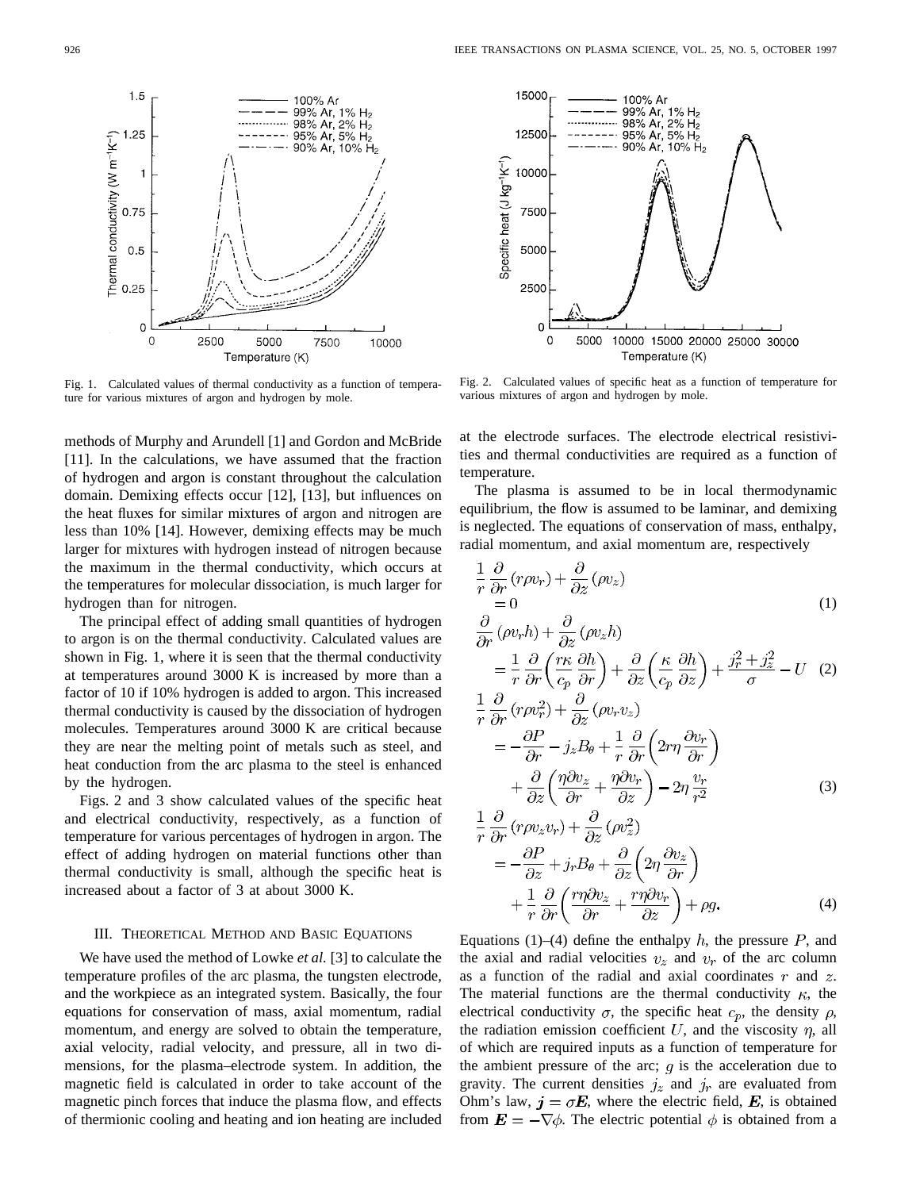Fig. 1. Calculated values of thermal conductivity as a function of temperature for various mixtures of argon and hydrogen by mole.

Fig. 2. Calculated values of specific heat as a function of temperature for various mixtures of argon and hydrogen by mole.

methods of Murphy and Arundell [1] and Gordon and McBride [11]. In the calculations, we have assumed that the fraction of hydrogen and argon is constant throughout the calculation domain. Demixing effects occur [12], [13], but influences on the heat fluxes for similar mixtures of argon and nitrogen are less than 10% [14]. However, demixing effects may be much larger for mixtures with hydrogen instead of nitrogen because the maximum in the thermal conductivity, which occurs at the temperatures for molecular dissociation, is much larger for hydrogen than for nitrogen.

The principal effect of adding small quantities of hydrogen to argon is on the thermal conductivity. Calculated values are shown in Fig. 1, where it is seen that the thermal conductivity at temperatures around 3000 K is increased by more than a factor of 10 if 10% hydrogen is added to argon. This increased thermal conductivity is caused by the dissociation of hydrogen molecules. Temperatures around 3000 K are critical because they are near the melting point of metals such as steel, and heat conduction from the arc plasma to the steel is enhanced by the hydrogen.

Figs. 2 and 3 show calculated values of the specific heat and electrical conductivity, respectively, as a function of temperature for various percentages of hydrogen in argon. The effect of adding hydrogen on material functions other than thermal conductivity is small, although the specific heat is increased about a factor of 3 at about 3000 K.

## III. Theoretical Method and Basic Equations

We have used the method of Lowke *et al.* [3] to calculate the temperature profiles of the arc plasma, the tungsten electrode, and the workpiece as an integrated system. Basically, the four equations for conservation of mass, axial momentum, radial momentum, and energy are solved to obtain the temperature, axial velocity, radial velocity, and pressure, all in two dimensions, for the plasma–electrode system. In addition, the magnetic field is calculated in order to take account of the magnetic pinch forces that induce the plasma flow, and effects of thermionic cooling and heating and ion heating are included at the electrode surfaces. The electrode electrical resistivities and thermal conductivities are required as a function of temperature.

The plasma is assumed to be in local thermodynamic equilibrium, the flow is assumed to be laminar, and demixing is neglected. The equations of conservation of mass, enthalpy, radial momentum, and axial momentum are, respectively

$$\frac{1}{r}\frac{\partial}{\partial r}(r\rho v_r) + \frac{\partial}{\partial z}(\rho v_z) = 0 \tag{1}$$

$$\frac{\partial}{\partial r}(\rho v_r h) + \frac{\partial}{\partial z}(\rho v_z h) = \frac{1}{r}\frac{\partial}{\partial r}\left(\frac{r\kappa}{c_p}\frac{\partial h}{\partial r}\right) + \frac{\partial}{\partial z}\left(\frac{\kappa}{c_p}\frac{\partial h}{\partial z}\right) + \frac{j_r^2 + j_z^2}{\sigma} - U \tag{2}$$

$$\frac{1}{r}\frac{\partial}{\partial r}(r\rho v_r^2) + \frac{\partial}{\partial z}(\rho v_r v_z) = -\frac{\partial P}{\partial r} - j_z B_\theta + \frac{1}{r}\frac{\partial}{\partial r}\left(2r\eta\frac{\partial v_r}{\partial r}\right) + \frac{\partial}{\partial z}\left(\frac{\eta \partial v_z}{\partial r} + \frac{\eta \partial v_r}{\partial z}\right) - 2\eta\frac{v_r}{r^2} \tag{3}$$

$$\frac{1}{r}\frac{\partial}{\partial r}(r\rho v_z v_r) + \frac{\partial}{\partial z}(\rho v_z^2) = -\frac{\partial P}{\partial z} + j_r B_\theta + \frac{\partial}{\partial z}\left(2\eta\frac{\partial v_z}{\partial r}\right) + \frac{1}{r}\frac{\partial}{\partial r}\left(\frac{r\eta \partial v_z}{\partial r} + \frac{r\eta \partial v_r}{\partial z}\right) + \rho g. \tag{4}$$

Equations (1)–(4) define the enthalpy $h$, the pressure $P$, and the axial and radial velocities $v_z$ and $v_r$ of the arc column as a function of the radial and axial coordinates $r$ and $z$. The material functions are the thermal conductivity $\kappa$, the electrical conductivity $\sigma$, the specific heat $c_p$, the density $\rho$, the radiation emission coefficient $U$, and the viscosity $\eta$, all of which are required inputs as a function of temperature for the ambient pressure of the arc; $g$ is the acceleration due to gravity. The current densities $j_z$ and $j_r$ are evaluated from Ohm's law, $\boldsymbol{j} = \sigma \boldsymbol{E}$, where the electric field, $\boldsymbol{E}$, is obtained from $\boldsymbol{E} = -\nabla\phi$. The electric potential $\phi$ is obtained from a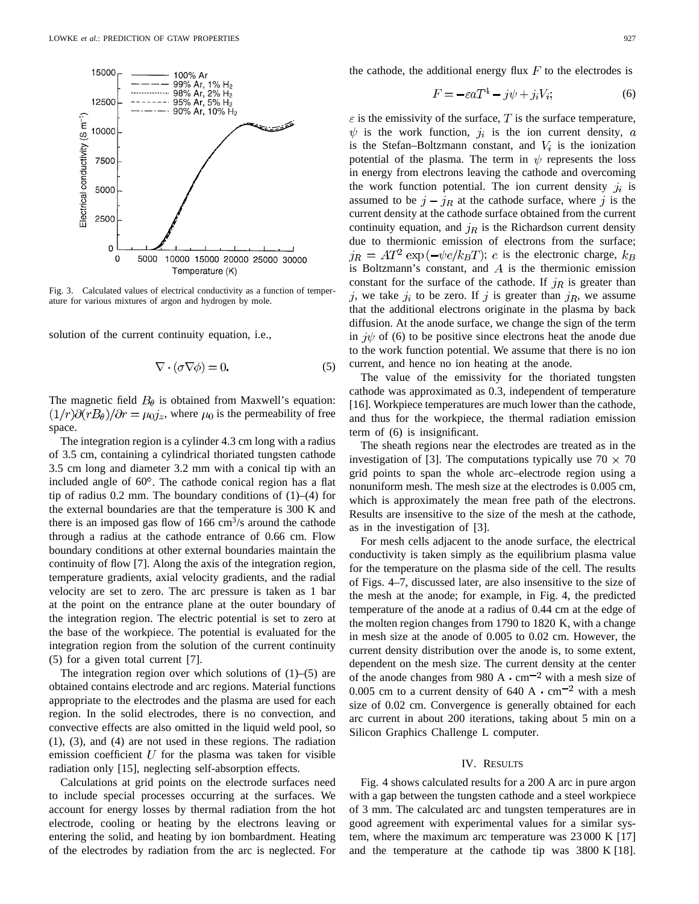Fig. 3. Calculated values of electrical conductivity as a function of temperature for various mixtures of argon and hydrogen by mole.

solution of the current continuity equation, i.e.,

$$\nabla \cdot (\sigma \nabla \phi) = 0. \tag{5}$$

The magnetic field $B_\theta$ is obtained from Maxwell's equation: $(1/r)\partial(rB_\theta)/\partial r = \mu_0 j_z$, where $\mu_0$ is the permeability of free space.

The integration region is a cylinder 4.3 cm long with a radius of 3.5 cm, containing a cylindrical thoriated tungsten cathode 3.5 cm long and diameter 3.2 mm with a conical tip with an included angle of 60°. The cathode conical region has a flat tip of radius 0.2 mm. The boundary conditions of (1)–(4) for the external boundaries are that the temperature is 300 K and there is an imposed gas flow of 166 $\text{cm}^3$/s around the cathode through a radius at the cathode entrance of 0.66 cm. Flow boundary conditions at other external boundaries maintain the continuity of flow [7]. Along the axis of the integration region, temperature gradients, axial velocity gradients, and the radial velocity are set to zero. The arc pressure is taken as 1 bar at the point on the entrance plane at the outer boundary of the integration region. The electric potential is set to zero at the base of the workpiece. The potential is evaluated for the integration region from the solution of the current continuity (5) for a given total current [7].

The integration region over which solutions of (1)–(5) are obtained contains electrode and arc regions. Material functions appropriate to the electrodes and the plasma are used for each region. In the solid electrodes, there is no convection, and convective effects are also omitted in the liquid weld pool, so (1), (3), and (4) are not used in these regions. The radiation emission coefficient $U$ for the plasma was taken for visible radiation only [15], neglecting self-absorption effects.

Calculations at grid points on the electrode surfaces need to include special processes occurring at the surfaces. We account for energy losses by thermal radiation from the hot electrode, cooling or heating by the electrons leaving or entering the solid, and heating by ion bombardment. Heating of the electrodes by radiation from the arc is neglected. For the cathode, the additional energy flux $F$ to the electrodes is

$$F = -\varepsilon a T^4 - j\psi + j_i V_i; \tag{6}$$

$\varepsilon$ is the emissivity of the surface, $T$ is the surface temperature, $\psi$ is the work function, $j_i$ is the ion current density, $a$ is the Stefan–Boltzmann constant, and $V_i$ is the ionization potential of the plasma. The term in $\psi$ represents the loss in energy from electrons leaving the cathode and overcoming the work function potential. The ion current density $j_i$ is assumed to be $j - j_R$ at the cathode surface, where $j$ is the current density at the cathode surface obtained from the current continuity equation, and $j_R$ is the Richardson current density due to thermionic emission of electrons from the surface; $j_R = AT^2 \exp(-\psi e/k_B T)$; $e$ is the electronic charge, $k_B$ is Boltzmann's constant, and $A$ is the thermionic emission constant for the surface of the cathode. If $j_R$ is greater than $j$, we take $j_i$ to be zero. If $j$ is greater than $j_R$, we assume that the additional electrons originate in the plasma by back diffusion. At the anode surface, we change the sign of the term in $j\psi$ of (6) to be positive since electrons heat the anode due to the work function potential. We assume that there is no ion current, and hence no ion heating at the anode.

The value of the emissivity for the thoriated tungsten cathode was approximated as 0.3, independent of temperature [16]. Workpiece temperatures are much lower than the cathode, and thus for the workpiece, the thermal radiation emission term of (6) is insignificant.

The sheath regions near the electrodes are treated as in the investigation of [3]. The computations typically use $70 \times 70$ grid points to span the whole arc–electrode region using a nonuniform mesh. The mesh size at the electrodes is 0.005 cm, which is approximately the mean free path of the electrons. Results are insensitive to the size of the mesh at the cathode, as in the investigation of [3].

For mesh cells adjacent to the anode surface, the electrical conductivity is taken simply as the equilibrium plasma value for the temperature on the plasma side of the cell. The results of Figs. 4–7, discussed later, are also insensitive to the size of the mesh at the anode; for example, in Fig. 4, the predicted temperature of the anode at a radius of 0.44 cm at the edge of the molten region changes from 1790 to 1820 K, with a change in mesh size at the anode of 0.005 to 0.02 cm. However, the current density distribution over the anode is, to some extent, dependent on the mesh size. The current density at the center of the anode changes from 980 $\text{A} \cdot \text{cm}^{-2}$ with a mesh size of 0.005 cm to a current density of 640 $\text{A} \cdot \text{cm}^{-2}$ with a mesh size of 0.02 cm. Convergence is generally obtained for each arc current in about 200 iterations, taking about 5 min on a Silicon Graphics Challenge L computer.

## IV. Results

Fig. 4 shows calculated results for a 200 A arc in pure argon with a gap between the tungsten cathode and a steel workpiece of 3 mm. The calculated arc and tungsten temperatures are in good agreement with experimental values for a similar system, where the maximum arc temperature was 23 000 K [17] and the temperature at the cathode tip was 3800 K [18].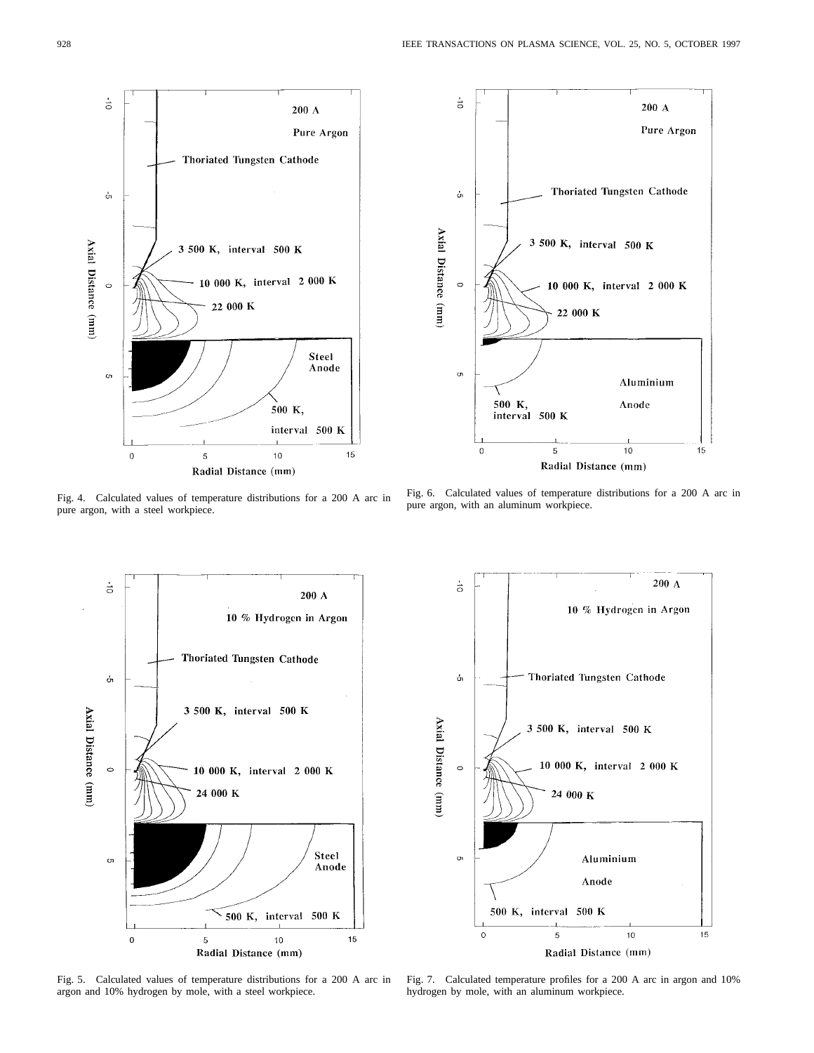Fig. 4. Calculated values of temperature distributions for a 200 A arc in pure argon, with a steel workpiece.

Fig. 6. Calculated values of temperature distributions for a 200 A arc in pure argon, with an aluminum workpiece.

Fig. 5. Calculated values of temperature distributions for a 200 A arc in argon and 10% hydrogen by mole, with a steel workpiece.

Fig. 7. Calculated temperature profiles for a 200 A arc in argon and 10% hydrogen by mole, with an aluminum workpiece.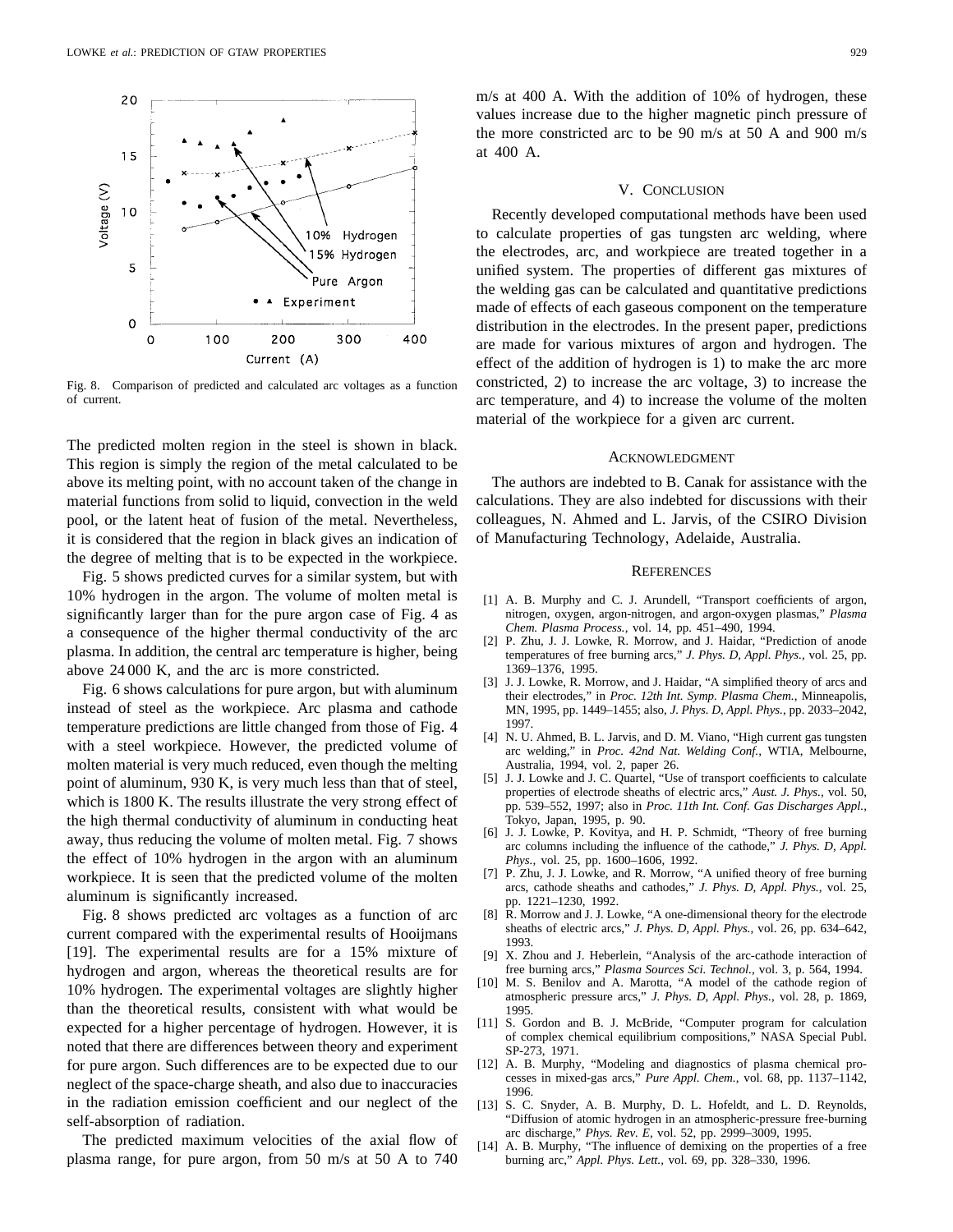Fig. 8. Comparison of predicted and calculated arc voltages as a function of current.

The predicted molten region in the steel is shown in black. This region is simply the region of the metal calculated to be above its melting point, with no account taken of the change in material functions from solid to liquid, convection in the weld pool, or the latent heat of fusion of the metal. Nevertheless, it is considered that the region in black gives an indication of the degree of melting that is to be expected in the workpiece.

Fig. 5 shows predicted curves for a similar system, but with 10% hydrogen in the argon. The volume of molten metal is significantly larger than for the pure argon case of Fig. 4 as a consequence of the higher thermal conductivity of the arc plasma. In addition, the central arc temperature is higher, being above 24 000 K, and the arc is more constricted.

Fig. 6 shows calculations for pure argon, but with aluminum instead of steel as the workpiece. Arc plasma and cathode temperature predictions are little changed from those of Fig. 4 with a steel workpiece. However, the predicted volume of molten material is very much reduced, even though the melting point of aluminum, 930 K, is very much less than that of steel, which is 1800 K. The results illustrate the very strong effect of the high thermal conductivity of aluminum in conducting heat away, thus reducing the volume of molten metal. Fig. 7 shows the effect of 10% hydrogen in the argon with an aluminum workpiece. It is seen that the predicted volume of the molten aluminum is significantly increased.

Fig. 8 shows predicted arc voltages as a function of arc current compared with the experimental results of Hooijmans [19]. The experimental results are for a 15% mixture of hydrogen and argon, whereas the theoretical results are for 10% hydrogen. The experimental voltages are slightly higher than the theoretical results, consistent with what would be expected for a higher percentage of hydrogen. However, it is noted that there are differences between theory and experiment for pure argon. Such differences are to be expected due to our neglect of the space-charge sheath, and also due to inaccuracies in the radiation emission coefficient and our neglect of the self-absorption of radiation.

The predicted maximum velocities of the axial flow of plasma range, for pure argon, from 50 m/s at 50 A to 740 m/s at 400 A. With the addition of 10% of hydrogen, these values increase due to the higher magnetic pinch pressure of the more constricted arc to be 90 m/s at 50 A and 900 m/s at 400 A.

## V. Conclusion

Recently developed computational methods have been used to calculate properties of gas tungsten arc welding, where the electrodes, arc, and workpiece are treated together in a unified system. The properties of different gas mixtures of the welding gas can be calculated and quantitative predictions made of effects of each gaseous component on the temperature distribution in the electrodes. In the present paper, predictions are made for various mixtures of argon and hydrogen. The effect of the addition of hydrogen is 1) to make the arc more constricted, 2) to increase the arc voltage, 3) to increase the arc temperature, and 4) to increase the volume of the molten material of the workpiece for a given arc current.

## Acknowledgment

The authors are indebted to B. Canak for assistance with the calculations. They are also indebted for discussions with their colleagues, N. Ahmed and L. Jarvis, of the CSIRO Division of Manufacturing Technology, Adelaide, Australia.

## References

[1] A. B. Murphy and C. J. Arundell, "Transport coefficients of argon, nitrogen, oxygen, argon-nitrogen, and argon-oxygen plasmas," *Plasma Chem. Plasma Process.*, vol. 14, pp. 451–490, 1994.

[2] P. Zhu, J. J. Lowke, R. Morrow, and J. Haidar, "Prediction of anode temperatures of free burning arcs," *J. Phys. D, Appl. Phys.*, vol. 25, pp. 1369–1376, 1995.

[3] J. J. Lowke, R. Morrow, and J. Haidar, "A simplified theory of arcs and their electrodes," in *Proc. 12th Int. Symp. Plasma Chem.*, Minneapolis, MN, 1995, pp. 1449–1455; also, *J. Phys. D, Appl. Phys.*, pp. 2033–2042, 1997.

[4] N. U. Ahmed, B. L. Jarvis, and D. M. Viano, "High current gas tungsten arc welding," in *Proc. 42nd Nat. Welding Conf.*, WTIA, Melbourne, Australia, 1994, vol. 2, paper 26.

[5] J. J. Lowke and J. C. Quartel, "Use of transport coefficients to calculate properties of electrode sheaths of electric arcs," *Aust. J. Phys.*, vol. 50, pp. 539–552, 1997; also in *Proc. 11th Int. Conf. Gas Discharges Appl.*, Tokyo, Japan, 1995, p. 90.

[6] J. J. Lowke, P. Kovitya, and H. P. Schmidt, "Theory of free burning arc columns including the influence of the cathode," *J. Phys. D, Appl. Phys.*, vol. 25, pp. 1600–1606, 1992.

[7] P. Zhu, J. J. Lowke, and R. Morrow, "A unified theory of free burning arcs, cathode sheaths and cathodes," *J. Phys. D, Appl. Phys.*, vol. 25, pp. 1221–1230, 1992.

[8] R. Morrow and J. J. Lowke, "A one-dimensional theory for the electrode sheaths of electric arcs," *J. Phys. D, Appl. Phys.*, vol. 26, pp. 634–642, 1993.

[9] X. Zhou and J. Heberlein, "Analysis of the arc-cathode interaction of free burning arcs," *Plasma Sources Sci. Technol.*, vol. 3, p. 564, 1994.

[10] M. S. Benilov and A. Marotta, "A model of the cathode region of atmospheric pressure arcs," *J. Phys. D, Appl. Phys.*, vol. 28, p. 1869, 1995.

[11] S. Gordon and B. J. McBride, "Computer program for calculation of complex chemical equilibrium compositions," NASA Special Publ. SP-273, 1971.

[12] A. B. Murphy, "Modeling and diagnostics of plasma chemical processes in mixed-gas arcs," *Pure Appl. Chem.*, vol. 68, pp. 1137–1142, 1996.

[13] S. C. Snyder, A. B. Murphy, D. L. Hofeldt, and L. D. Reynolds, "Diffusion of atomic hydrogen in an atmospheric-pressure free-burning arc discharge," *Phys. Rev. E*, vol. 52, pp. 2999–3009, 1995.

[14] A. B. Murphy, "The influence of demixing on the properties of a free burning arc," *Appl. Phys. Lett.*, vol. 69, pp. 328–330, 1996.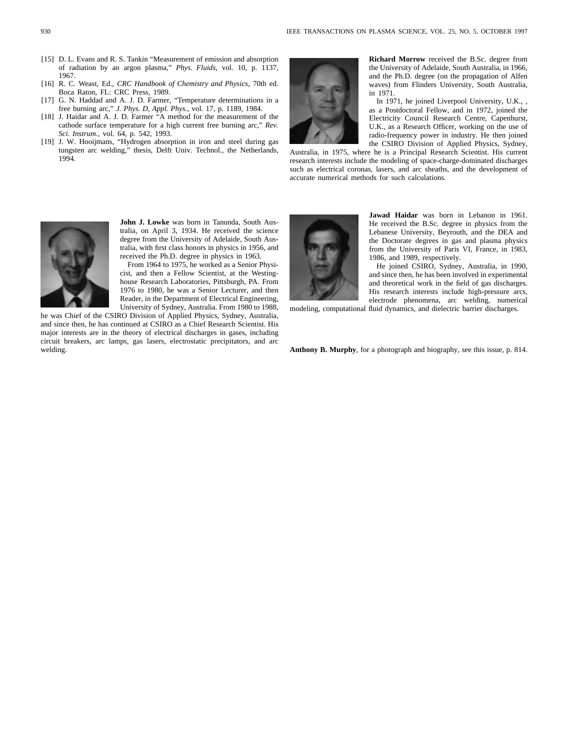[15] D. L. Evans and R. S. Tankin "Measurement of emission and absorption of radiation by an argon plasma," *Phys. Fluids*, vol. 10, p. 1137, 1967.

[16] R. C. Weast, Ed., *CRC Handbook of Chemistry and Physics*, 70th ed. Boca Raton, FL: CRC Press, 1989.

[17] G. N. Haddad and A. J. D. Farmer, "Temperature determinations in a free burning arc," *J. Phys. D, Appl. Phys.*, vol. 17, p. 1189, 1984.

[18] J. Haidar and A. J. D. Farmer "A method for the measurement of the cathode surface temperature for a high current free burning arc," *Rev. Sci. Instrum.*, vol. 64, p. 542, 1993.

[19] J. W. Hooijmans, "Hydrogen absorption in iron and steel during gas tungsten arc welding," thesis, Delft Univ. Technol., the Netherlands, 1994.

**Richard Morrow** received the B.Sc. degree from the University of Adelaide, South Australia, in 1966, and the Ph.D. degree (on the propagation of Alfen waves) from Flinders University, South Australia, in 1971.

In 1971, he joined Liverpool University, U.K., , as a Postdoctoral Fellow, and in 1972, joined the Electricity Council Research Centre, Capenhurst, U.K., as a Research Officer, working on the use of radio-frequency power in industry. He then joined the CSIRO Division of Applied Physics, Sydney, Australia, in 1975, where he is a Principal Research Scientist. His current research interests include the modeling of space-charge-dominated discharges such as electrical coronas, lasers, and arc sheaths, and the development of accurate numerical methods for such calculations.

**John J. Lowke** was born in Tanunda, South Australia, on April 3, 1934. He received the science degree from the University of Adelaide, South Australia, with first class honors in physics in 1956, and received the Ph.D. degree in physics in 1963.

From 1964 to 1975, he worked as a Senior Physicist, and then a Fellow Scientist, at the Westinghouse Research Laboratories, Pittsburgh, PA. From 1976 to 1980, he was a Senior Lecturer, and then Reader, in the Department of Electrical Engineering, University of Sydney, Australia. From 1980 to 1988, he was Chief of the CSIRO Division of Applied Physics, Sydney, Australia, and since then, he has continued at CSIRO as a Chief Research Scientist. His major interests are in the theory of electrical discharges in gases, including circuit breakers, arc lamps, gas lasers, electrostatic precipitators, and arc welding.

**Jawad Haidar** was born in Lebanon in 1961. He received the B.Sc. degree in physics from the Lebanese University, Beyrouth, and the DEA and the Doctorate degrees in gas and plasma physics from the University of Paris VI, France, in 1983, 1986, and 1989, respectively.

He joined CSIRO, Sydney, Australia, in 1990, and since then, he has been involved in experimental and theoretical work in the field of gas discharges. His research interests include high-pressure arcs, electrode phenomena, arc welding, numerical modeling, computational fluid dynamics, and dielectric barrier discharges.

**Anthony B. Murphy**, for a photograph and biography, see this issue, p. 814.